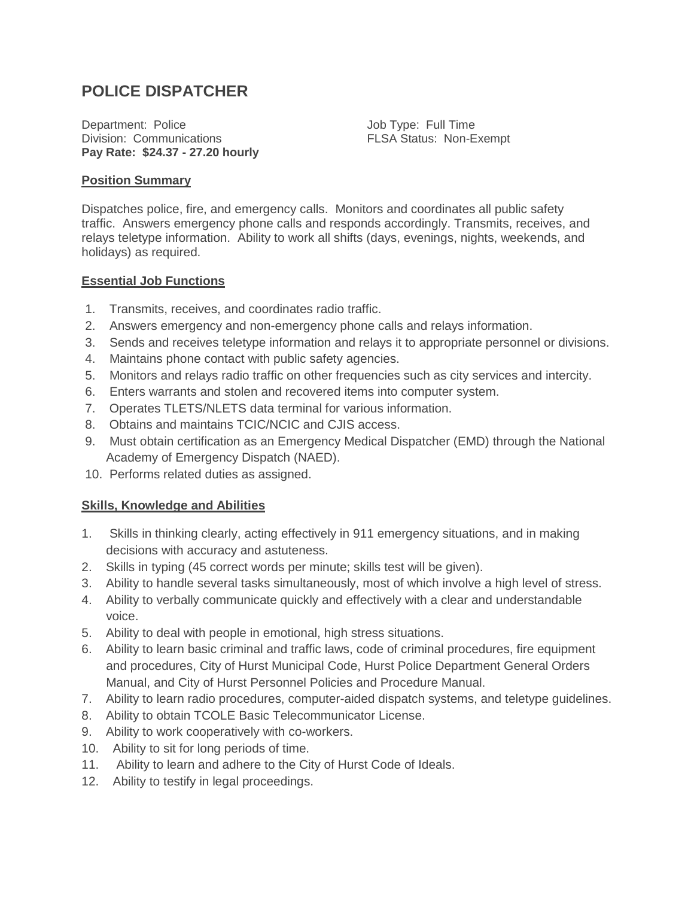# POLICE DISPATCHER

Department: Police
Division: Communications
**Pay Rate: $24.37 - 27.20 hourly**

Job Type: Full Time
FLSA Status: Non-Exempt

## Position Summary

Dispatches police, fire, and emergency calls. Monitors and coordinates all public safety traffic. Answers emergency phone calls and responds accordingly. Transmits, receives, and relays teletype information. Ability to work all shifts (days, evenings, nights, weekends, and holidays) as required.

## Essential Job Functions

1. Transmits, receives, and coordinates radio traffic.
2. Answers emergency and non-emergency phone calls and relays information.
3. Sends and receives teletype information and relays it to appropriate personnel or divisions.
4. Maintains phone contact with public safety agencies.
5. Monitors and relays radio traffic on other frequencies such as city services and intercity.
6. Enters warrants and stolen and recovered items into computer system.
7. Operates TLETS/NLETS data terminal for various information.
8. Obtains and maintains TCIC/NCIC and CJIS access.
9. Must obtain certification as an Emergency Medical Dispatcher (EMD) through the National Academy of Emergency Dispatch (NAED).
10. Performs related duties as assigned.

## Skills, Knowledge and Abilities

1. Skills in thinking clearly, acting effectively in 911 emergency situations, and in making decisions with accuracy and astuteness.
2. Skills in typing (45 correct words per minute; skills test will be given).
3. Ability to handle several tasks simultaneously, most of which involve a high level of stress.
4. Ability to verbally communicate quickly and effectively with a clear and understandable voice.
5. Ability to deal with people in emotional, high stress situations.
6. Ability to learn basic criminal and traffic laws, code of criminal procedures, fire equipment and procedures, City of Hurst Municipal Code, Hurst Police Department General Orders Manual, and City of Hurst Personnel Policies and Procedure Manual.
7. Ability to learn radio procedures, computer-aided dispatch systems, and teletype guidelines.
8. Ability to obtain TCOLE Basic Telecommunicator License.
9. Ability to work cooperatively with co-workers.
10. Ability to sit for long periods of time.
11. Ability to learn and adhere to the City of Hurst Code of Ideals.
12. Ability to testify in legal proceedings.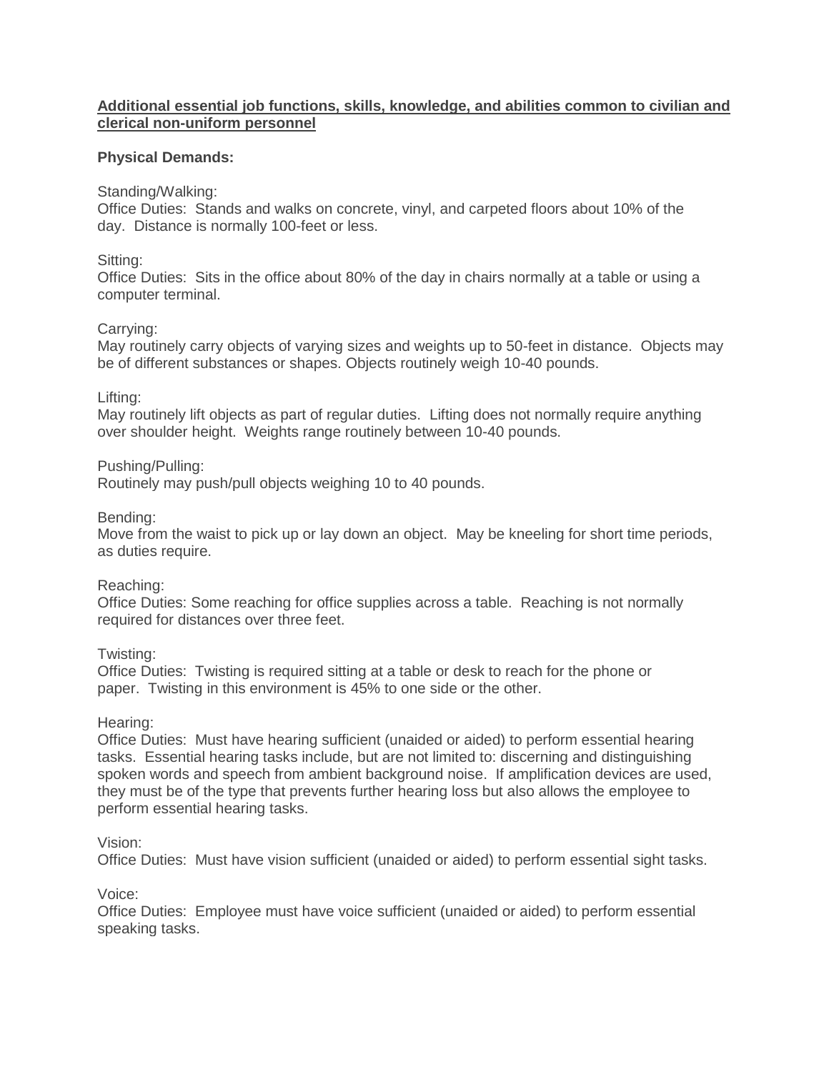**Additional essential job functions, skills, knowledge, and abilities common to civilian and clerical non-uniform personnel**

**Physical Demands:**

Standing/Walking:
Office Duties: Stands and walks on concrete, vinyl, and carpeted floors about 10% of the day. Distance is normally 100-feet or less.

Sitting:
Office Duties: Sits in the office about 80% of the day in chairs normally at a table or using a computer terminal.

Carrying:
May routinely carry objects of varying sizes and weights up to 50-feet in distance. Objects may be of different substances or shapes. Objects routinely weigh 10-40 pounds.

Lifting:
May routinely lift objects as part of regular duties. Lifting does not normally require anything over shoulder height. Weights range routinely between 10-40 pounds.

Pushing/Pulling:
Routinely may push/pull objects weighing 10 to 40 pounds.

Bending:
Move from the waist to pick up or lay down an object. May be kneeling for short time periods, as duties require.

Reaching:
Office Duties: Some reaching for office supplies across a table. Reaching is not normally required for distances over three feet.

Twisting:
Office Duties: Twisting is required sitting at a table or desk to reach for the phone or paper. Twisting in this environment is 45% to one side or the other.

Hearing:
Office Duties: Must have hearing sufficient (unaided or aided) to perform essential hearing tasks. Essential hearing tasks include, but are not limited to: discerning and distinguishing spoken words and speech from ambient background noise. If amplification devices are used, they must be of the type that prevents further hearing loss but also allows the employee to perform essential hearing tasks.

Vision:
Office Duties: Must have vision sufficient (unaided or aided) to perform essential sight tasks.

Voice:
Office Duties: Employee must have voice sufficient (unaided or aided) to perform essential speaking tasks.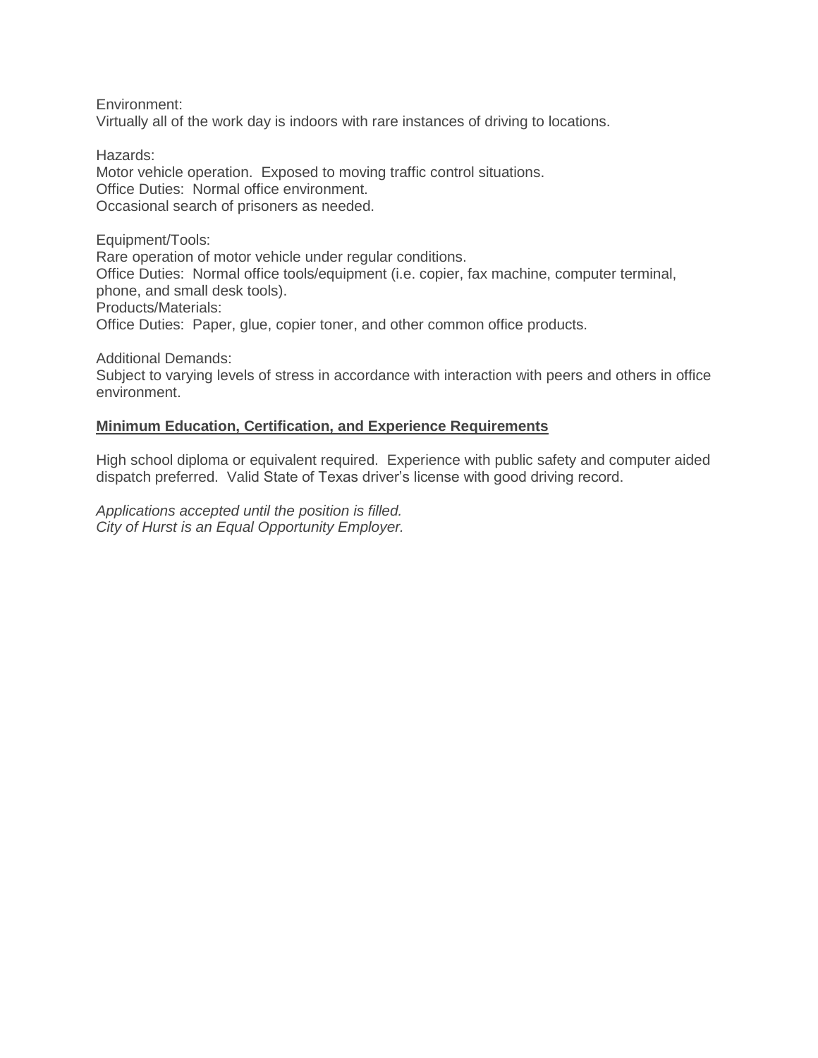Environment:
Virtually all of the work day is indoors with rare instances of driving to locations.

Hazards:
Motor vehicle operation. Exposed to moving traffic control situations.
Office Duties: Normal office environment.
Occasional search of prisoners as needed.

Equipment/Tools:
Rare operation of motor vehicle under regular conditions.
Office Duties: Normal office tools/equipment (i.e. copier, fax machine, computer terminal, phone, and small desk tools).
Products/Materials:
Office Duties: Paper, glue, copier toner, and other common office products.

Additional Demands:
Subject to varying levels of stress in accordance with interaction with peers and others in office environment.

**Minimum Education, Certification, and Experience Requirements**

High school diploma or equivalent required. Experience with public safety and computer aided dispatch preferred. Valid State of Texas driver's license with good driving record.

*Applications accepted until the position is filled.*
*City of Hurst is an Equal Opportunity Employer.*